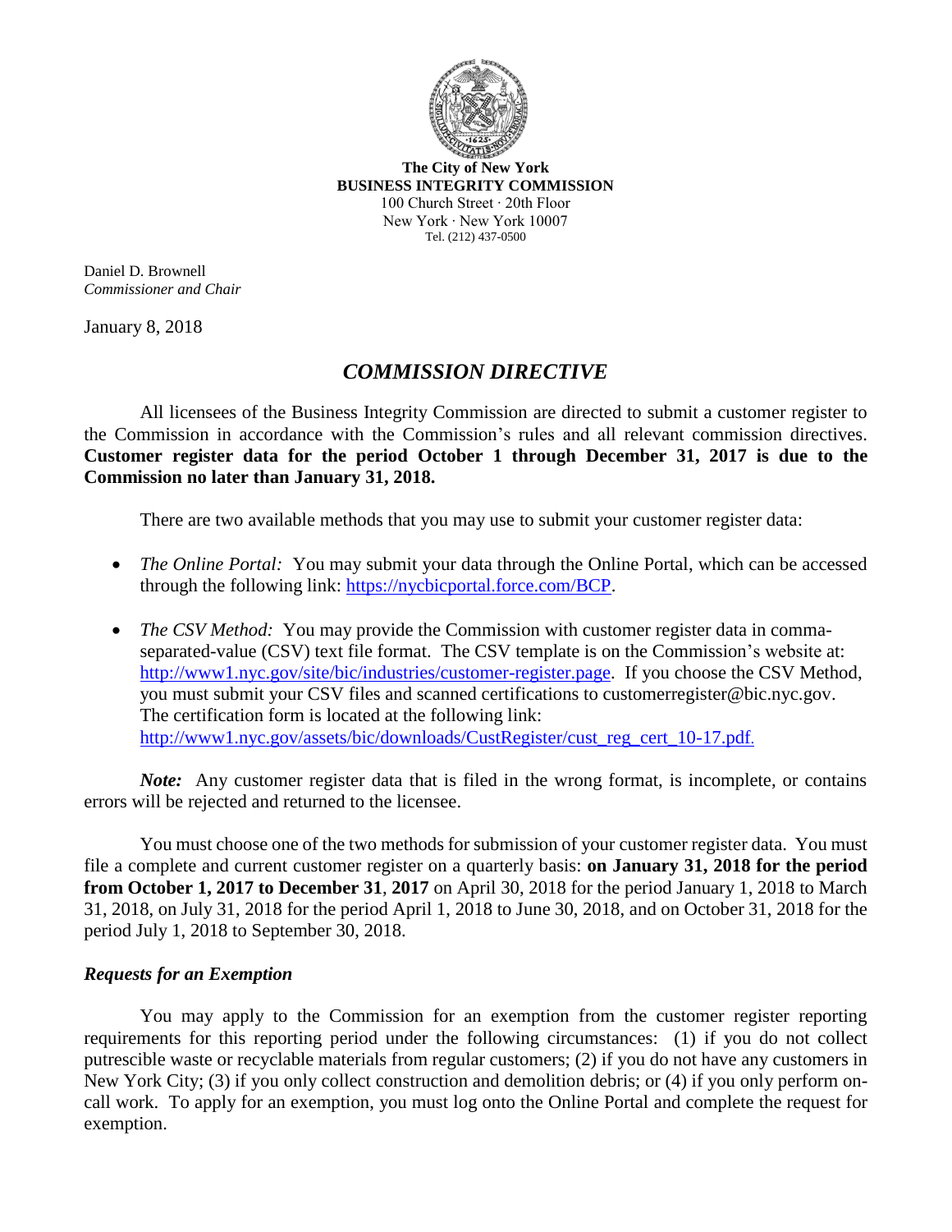**The City of New York**
**BUSINESS INTEGRITY COMMISSION**
100 Church Street · 20th Floor
New York · New York 10007
Tel. (212) 437-0500

Daniel D. Brownell
*Commissioner and Chair*

January 8, 2018

# *COMMISSION DIRECTIVE*

All licensees of the Business Integrity Commission are directed to submit a customer register to the Commission in accordance with the Commission's rules and all relevant commission directives. **Customer register data for the period October 1 through December 31, 2017 is due to the Commission no later than January 31, 2018.**

There are two available methods that you may use to submit your customer register data:

- *The Online Portal:* You may submit your data through the Online Portal, which can be accessed through the following link: https://nycbicportal.force.com/BCP.
- *The CSV Method:* You may provide the Commission with customer register data in comma-separated-value (CSV) text file format. The CSV template is on the Commission's website at: http://www1.nyc.gov/site/bic/industries/customer-register.page. If you choose the CSV Method, you must submit your CSV files and scanned certifications to customerregister@bic.nyc.gov. The certification form is located at the following link: http://www1.nyc.gov/assets/bic/downloads/CustRegister/cust_reg_cert_10-17.pdf.

***Note:*** Any customer register data that is filed in the wrong format, is incomplete, or contains errors will be rejected and returned to the licensee.

You must choose one of the two methods for submission of your customer register data. You must file a complete and current customer register on a quarterly basis: **on January 31, 2018 for the period from October 1, 2017 to December 31**, **2017** on April 30, 2018 for the period January 1, 2018 to March 31, 2018, on July 31, 2018 for the period April 1, 2018 to June 30, 2018, and on October 31, 2018 for the period July 1, 2018 to September 30, 2018.

### *Requests for an Exemption*

You may apply to the Commission for an exemption from the customer register reporting requirements for this reporting period under the following circumstances: (1) if you do not collect putrescible waste or recyclable materials from regular customers; (2) if you do not have any customers in New York City; (3) if you only collect construction and demolition debris; or (4) if you only perform on-call work. To apply for an exemption, you must log onto the Online Portal and complete the request for exemption.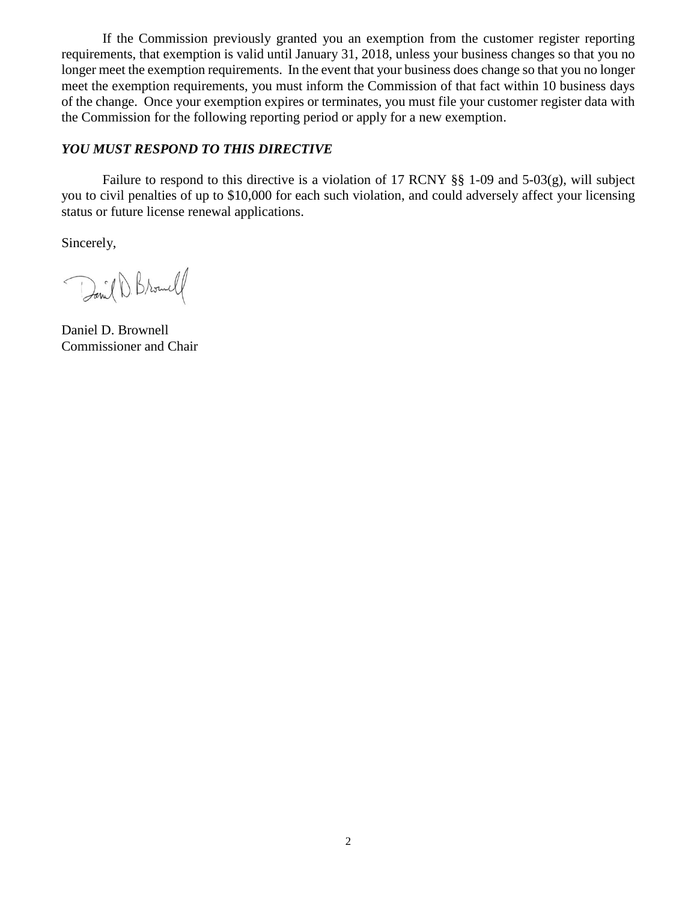If the Commission previously granted you an exemption from the customer register reporting requirements, that exemption is valid until January 31, 2018, unless your business changes so that you no longer meet the exemption requirements. In the event that your business does change so that you no longer meet the exemption requirements, you must inform the Commission of that fact within 10 business days of the change. Once your exemption expires or terminates, you must file your customer register data with the Commission for the following reporting period or apply for a new exemption.

***YOU MUST RESPOND TO THIS DIRECTIVE***

Failure to respond to this directive is a violation of 17 RCNY §§ 1-09 and 5-03(g), will subject you to civil penalties of up to $10,000 for each such violation, and could adversely affect your licensing status or future license renewal applications.

Sincerely,

Daniel D. Brownell
Commissioner and Chair